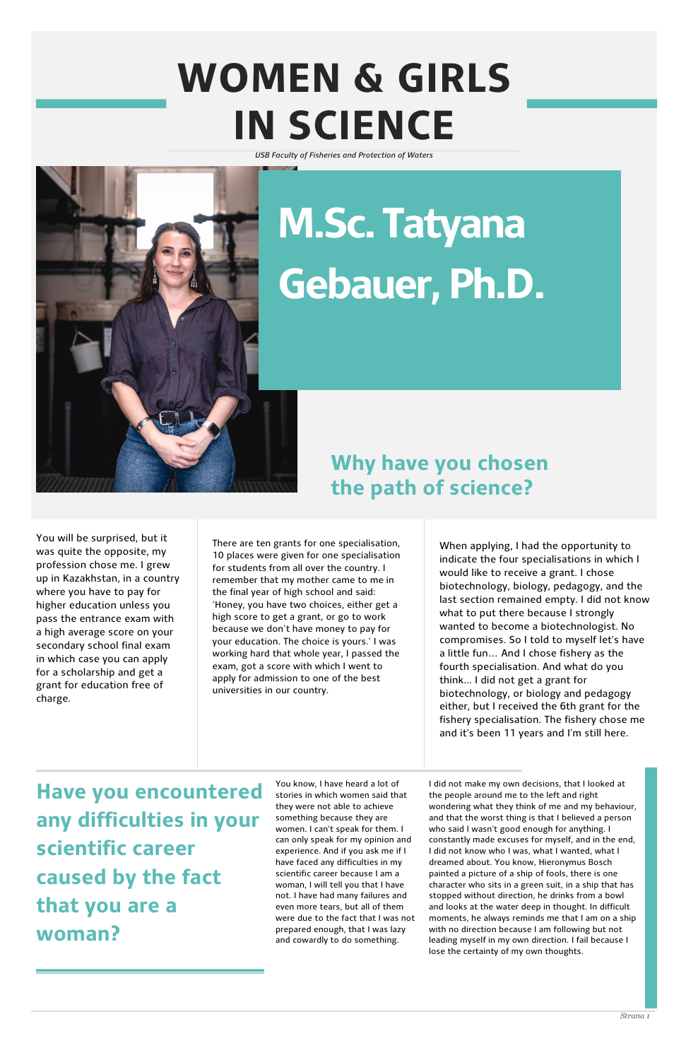# WOMEN & GIRLS IN SCIENCE

*USB Faculty of Fisheries and Protection of Waters*

# M.Sc. Tatyana Gebauer, Ph.D.

## Why have you chosen the path of science?

You will be surprised, but it was quite the opposite, my profession chose me. I grew up in Kazakhstan, in a country where you have to pay for higher education unless you pass the entrance exam with a high average score on your secondary school final exam in which case you can apply for a scholarship and get a grant for education free of charge.

There are ten grants for one specialisation, 10 places were given for one specialisation for students from all over the country. I remember that my mother came to me in the final year of high school and said: 'Honey, you have two choices, either get a high score to get a grant, or go to work because we don't have money to pay for your education. The choice is yours.' I was working hard that whole year, I passed the exam, got a score with which I went to apply for admission to one of the best universities in our country.

When applying, I had the opportunity to indicate the four specialisations in which I would like to receive a grant. I chose biotechnology, biology, pedagogy, and the last section remained empty. I did not know what to put there because I strongly wanted to become a biotechnologist. No compromises. So I told to myself let's have a little fun... And I chose fishery as the fourth specialisation. And what do you think... I did not get a grant for biotechnology, or biology and pedagogy either, but I received the 6th grant for the fishery specialisation. The fishery chose me and it's been 11 years and I'm still here.

## Have you encountered any difficulties in your scientific career caused by the fact that you are a woman?

You know, I have heard a lot of stories in which women said that they were not able to achieve something because they are women. I can't speak for them. I can only speak for my opinion and experience. And if you ask me if I have faced any difficulties in my scientific career because I am a woman, I will tell you that I have not. I have had many failures and even more tears, but all of them were due to the fact that I was not prepared enough, that I was lazy and cowardly to do something.

I did not make my own decisions, that I looked at the people around me to the left and right wondering what they think of me and my behaviour, and that the worst thing is that I believed a person who said I wasn't good enough for anything. I constantly made excuses for myself, and in the end, I did not know who I was, what I wanted, what I dreamed about. You know, Hieronymus Bosch painted a picture of a ship of fools, there is one character who sits in a green suit, in a ship that has stopped without direction, he drinks from a bowl and looks at the water deep in thought. In difficult moments, he always reminds me that I am on a ship with no direction because I am following but not leading myself in my own direction. I fail because I lose the certainty of my own thoughts.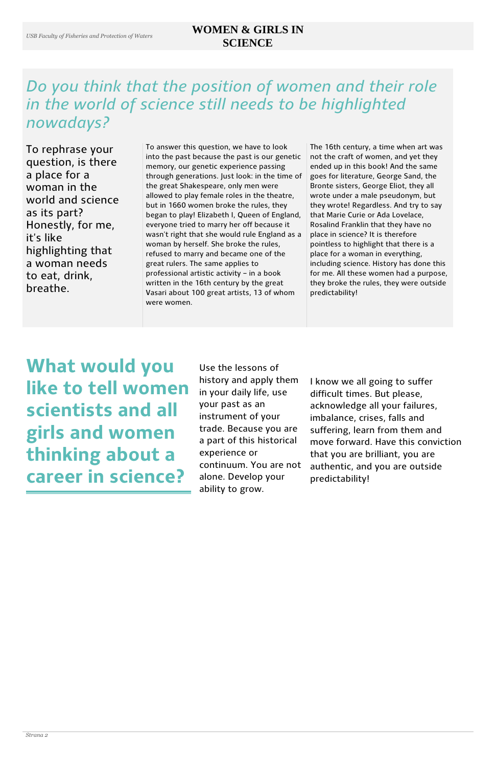## *Do you think that the position of women and their role in the world of science still needs to be highlighted nowadays?*

To rephrase your question, is there a woman in the world and science as its part? Honestly, for me, it's like highlighting that a woman needs to eat, drink, breathe.

To answer this question, we have to look into the past because the past is our genetic memory, our genetic experience passing through generations. Just look: in the time of the great Shakespeare, only men were allowed to play female roles in the theatre, but in 1660 women broke the rules, they began to play! Elizabeth I, Queen of England, everyone tried to marry her off because it wasn't right that she would rule England as a woman by herself. She broke the rules, refused to marry and became one of the great rulers. The same applies to professional artistic activity – in a book written in the 16th century by the great Vasari about 100 great artists, 13 of whom were women.

The 16th century, a time when art was not the craft of women, and yet they ended up in this book! And the same goes for literature, George Sand, the Bronte sisters, George Eliot, they all wrote under a male pseudonym, but they wrote! Regardless. And try to say that Marie Curie or Ada Lovelace, Rosalind Franklin that they have no place in science? It is therefore pointless to highlight that there is a place for a woman in everything, including science. History has done this for me. All these women had a purpose, they broke the rules, they were outside predictability!

## What would you like to tell women scientists and all girls and women thinking about a career in science?

Use the lessons of history and apply them in your daily life, use your past as an instrument of your trade. Because you are a part of this historical experience or continuum. You are not alone. Develop your ability to grow.

I know we all going to suffer difficult times. But please, acknowledge all your failures, imbalance, crises, falls and suffering, learn from them and move forward. Have this conviction that you are brilliant, you are authentic, and you are outside predictability!